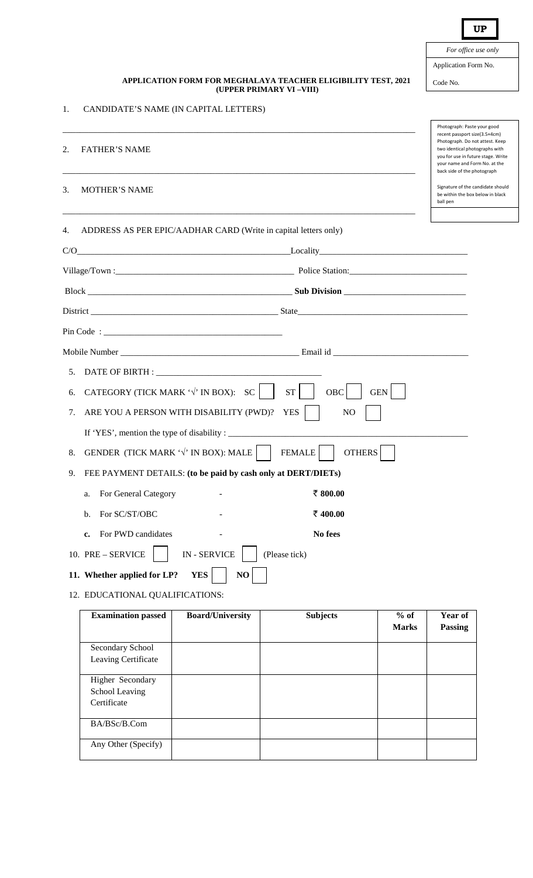**UP**

| *For office use only* |
|---|
| Application Form No. |
| Code No. |

**APPLICATION FORM FOR MEGHALAYA TEACHER ELIGIBILITY TEST, 2021**
**(UPPER PRIMARY VI –VIII)**

1. CANDIDATE'S NAME (IN CAPITAL LETTERS)

_______________________________________________

2. FATHER'S NAME

_______________________________________________

3. MOTHER'S NAME

_______________________________________________

Photograph: Paste your good recent passport size(3.5×4cm) Photograph. Do not attest. Keep two identical photographs with you for use in future stage. Write your name and Form No. at the back side of the photograph

Signature of the candidate should be within the box below in black ball pen

4. ADDRESS AS PER EPIC/AADHAR CARD (Write in capital letters only)

C/O_______________________ Locality_______________________

Village/Town :_______________________ Police Station:_______________________

Block _______________________ **Sub Division** _______________________

District _______________________ State_______________________

Pin Code : _______________________

Mobile Number _______________________ Email id _______________________

5. DATE OF BIRTH : _______________________

6. CATEGORY (TICK MARK '√' IN BOX): SC ☐ ST ☐ OBC ☐ GEN ☐

7. ARE YOU A PERSON WITH DISABILITY (PWD)? YES ☐ NO ☐

   If 'YES', mention the type of disability : _______________________

8. GENDER (TICK MARK '√' IN BOX): MALE ☐ FEMALE ☐ OTHERS ☐

9. FEE PAYMENT DETAILS: **(to be paid by cash only at DERT/DIETs)**

   a. For General Category - **₹ 800.00**

   b. For SC/ST/OBC - **₹ 400.00**

   **c.** For PWD candidates - **No fees**

10. PRE – SERVICE ☐ IN - SERVICE ☐ (Please tick)

**11. Whether applied for LP? YES ☐ NO ☐**

12. EDUCATIONAL QUALIFICATIONS:

| **Examination passed** | **Board/University** | **Subjects** | **% of Marks** | **Year of Passing** |
|---|---|---|---|---|
| Secondary School Leaving Certificate | | | | |
| Higher Secondary School Leaving Certificate | | | | |
| BA/BSc/B.Com | | | | |
| Any Other (Specify) | | | | |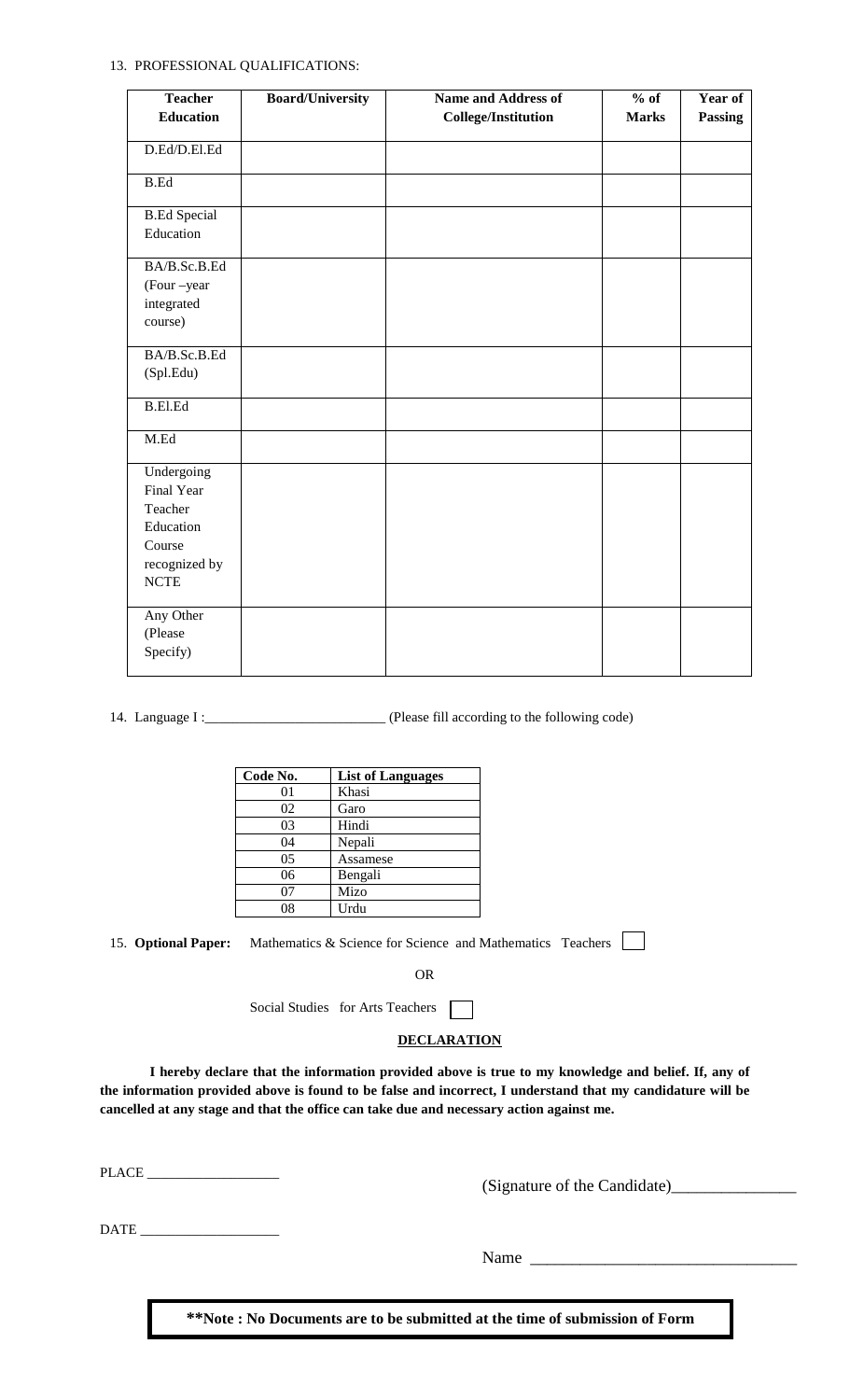13. PROFESSIONAL QUALIFICATIONS:

| Teacher Education | Board/University | Name and Address of College/Institution | % of Marks | Year of Passing |
|---|---|---|---|---|
| D.Ed/D.El.Ed | | | | |
| B.Ed | | | | |
| B.Ed Special Education | | | | |
| BA/B.Sc.B.Ed (Four –year integrated course) | | | | |
| BA/B.Sc.B.Ed (Spl.Edu) | | | | |
| B.El.Ed | | | | |
| M.Ed | | | | |
| Undergoing Final Year Teacher Education Course recognized by NCTE | | | | |
| Any Other (Please Specify) | | | | |

14. Language I :_________________________ (Please fill according to the following code)

| Code No. | List of Languages |
|---|---|
| 01 | Khasi |
| 02 | Garo |
| 03 | Hindi |
| 04 | Nepali |
| 05 | Assamese |
| 06 | Bengali |
| 07 | Mizo |
| 08 | Urdu |

15. **Optional Paper:** Mathematics & Science for Science and Mathematics Teachers ☐

OR

Social Studies for Arts Teachers ☐

**DECLARATION**

**I hereby declare that the information provided above is true to my knowledge and belief. If, any of the information provided above is found to be false and incorrect, I understand that my candidature will be cancelled at any stage and that the office can take due and necessary action against me.**

PLACE ___________________

(Signature of the Candidate)_______________

DATE ___________________

Name ________________________________

**\*\*Note : No Documents are to be submitted at the time of submission of Form**